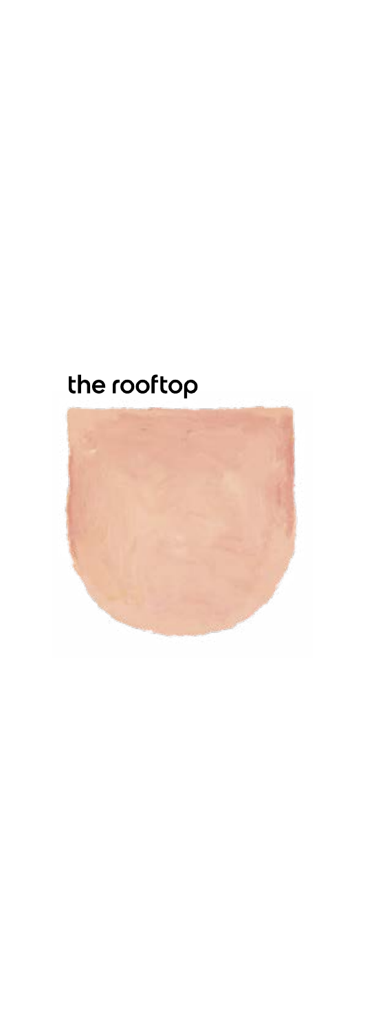# the rooftop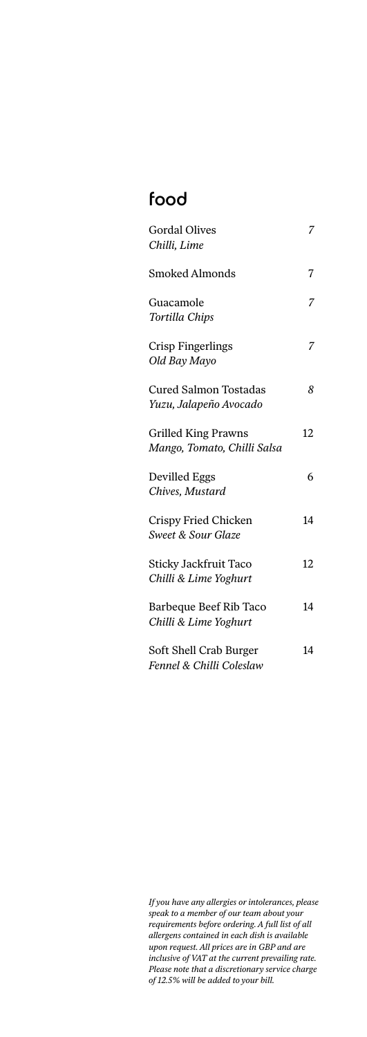# food

| Item | Price |
|---|---|
| Gordal Olives<br>*Chilli, Lime* | *7* |
| Smoked Almonds | 7 |
| Guacamole<br>*Tortilla Chips* | *7* |
| Crisp Fingerlings<br>*Old Bay Mayo* | *7* |
| Cured Salmon Tostadas<br>*Yuzu, Jalapeño Avocado* | *8* |
| Grilled King Prawns<br>*Mango, Tomato, Chilli Salsa* | 12 |
| Devilled Eggs<br>*Chives, Mustard* | 6 |
| Crispy Fried Chicken<br>*Sweet & Sour Glaze* | 14 |
| Sticky Jackfruit Taco<br>*Chilli & Lime Yoghurt* | 12 |
| Barbeque Beef Rib Taco<br>*Chilli & Lime Yoghurt* | 14 |
| Soft Shell Crab Burger<br>*Fennel & Chilli Coleslaw* | 14 |

*If you have any allergies or intolerances, please speak to a member of our team about your requirements before ordering. A full list of all allergens contained in each dish is available upon request. All prices are in GBP and are inclusive of VAT at the current prevailing rate. Please note that a discretionary service charge of 12.5% will be added to your bill.*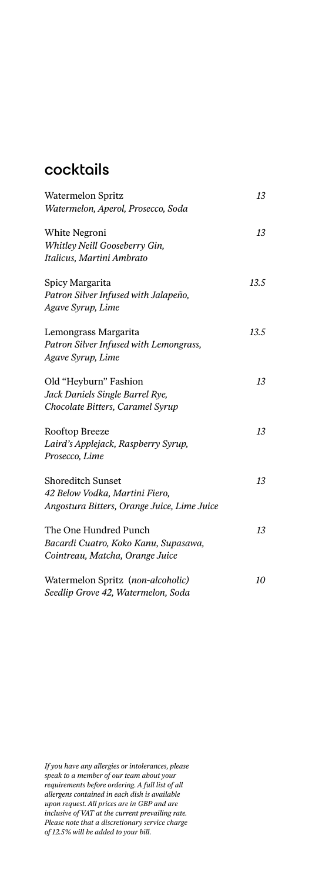## cocktails

Watermelon Spritz — *13*
*Watermelon, Aperol, Prosecco, Soda*

White Negroni — *13*
*Whitley Neill Gooseberry Gin, Italicus, Martini Ambrato*

Spicy Margarita — *13.5*
*Patron Silver Infused with Jalapeño, Agave Syrup, Lime*

Lemongrass Margarita — *13.5*
*Patron Silver Infused with Lemongrass, Agave Syrup, Lime*

Old "Heyburn" Fashion — *13*
*Jack Daniels Single Barrel Rye, Chocolate Bitters, Caramel Syrup*

Rooftop Breeze — *13*
*Laird's Applejack, Raspberry Syrup, Prosecco, Lime*

Shoreditch Sunset — *13*
*42 Below Vodka, Martini Fiero, Angostura Bitters, Orange Juice, Lime Juice*

The One Hundred Punch — *13*
*Bacardi Cuatro, Koko Kanu, Supasawa, Cointreau, Matcha, Orange Juice*

Watermelon Spritz (*non-alcoholic*) — *10*
*Seedlip Grove 42, Watermelon, Soda*

*If you have any allergies or intolerances, please speak to a member of our team about your requirements before ordering. A full list of all allergens contained in each dish is available upon request. All prices are in GBP and are inclusive of VAT at the current prevailing rate. Please note that a discretionary service charge of 12.5% will be added to your bill.*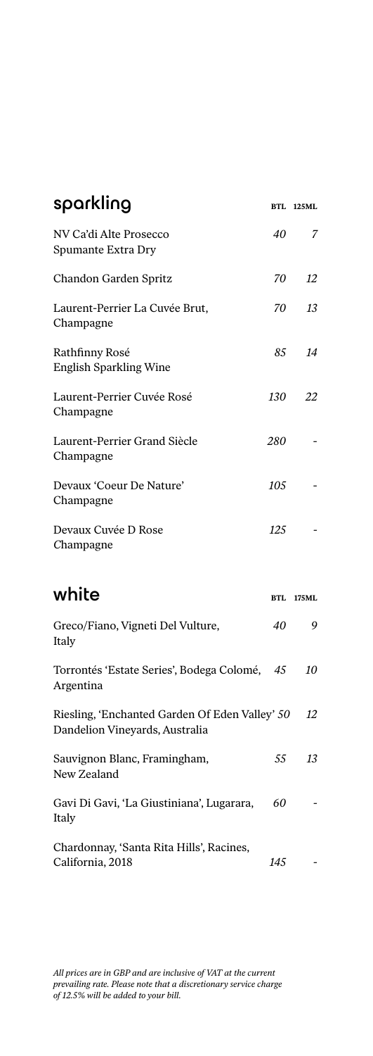## sparkling

| | BTL | 125ML |
|---|---|---|
| NV Ca'di Alte Prosecco Spumante Extra Dry | *40* | *7* |
| Chandon Garden Spritz | *70* | *12* |
| Laurent-Perrier La Cuvée Brut, Champagne | *70* | *13* |
| Rathfinny Rosé English Sparkling Wine | *85* | *14* |
| Laurent-Perrier Cuvée Rosé Champagne | *130* | *22* |
| Laurent-Perrier Grand Siècle Champagne | *280* | - |
| Devaux 'Coeur De Nature' Champagne | *105* | - |
| Devaux Cuvée D Rose Champagne | *125* | - |

## white

| | BTL | 175ML |
|---|---|---|
| Greco/Fiano, Vigneti Del Vulture, Italy | *40* | *9* |
| Torrontés 'Estate Series', Bodega Colomé, Argentina | *45* | *10* |
| Riesling, 'Enchanted Garden Of Eden Valley' Dandelion Vineyards, Australia | *50* | *12* |
| Sauvignon Blanc, Framingham, New Zealand | *55* | *13* |
| Gavi Di Gavi, 'La Giustiniana', Lugarara, Italy | *60* | - |
| Chardonnay, 'Santa Rita Hills', Racines, California, 2018 | *145* | - |

*All prices are in GBP and are inclusive of VAT at the current prevailing rate. Please note that a discretionary service charge of 12.5% will be added to your bill.*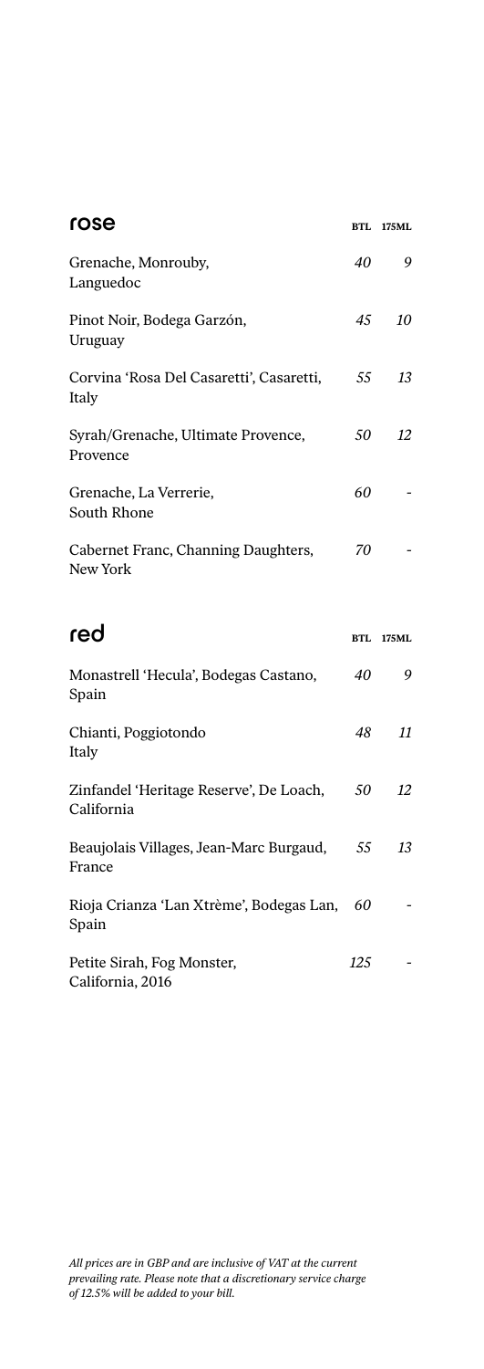## rose

| | BTL | 175ML |
|---|---|---|
| Grenache, Monrouby, Languedoc | *40* | *9* |
| Pinot Noir, Bodega Garzón, Uruguay | *45* | *10* |
| Corvina 'Rosa Del Casaretti', Casaretti, Italy | *55* | *13* |
| Syrah/Grenache, Ultimate Provence, Provence | *50* | *12* |
| Grenache, La Verrerie, South Rhone | *60* | - |
| Cabernet Franc, Channing Daughters, New York | *70* | - |

## red

| | BTL | 175ML |
|---|---|---|
| Monastrell 'Hecula', Bodegas Castano, Spain | *40* | *9* |
| Chianti, Poggiotondo Italy | *48* | *11* |
| Zinfandel 'Heritage Reserve', De Loach, California | *50* | *12* |
| Beaujolais Villages, Jean-Marc Burgaud, France | *55* | *13* |
| Rioja Crianza 'Lan Xtrème', Bodegas Lan, Spain | *60* | - |
| Petite Sirah, Fog Monster, California, 2016 | *125* | - |

*All prices are in GBP and are inclusive of VAT at the current prevailing rate. Please note that a discretionary service charge of 12.5% will be added to your bill.*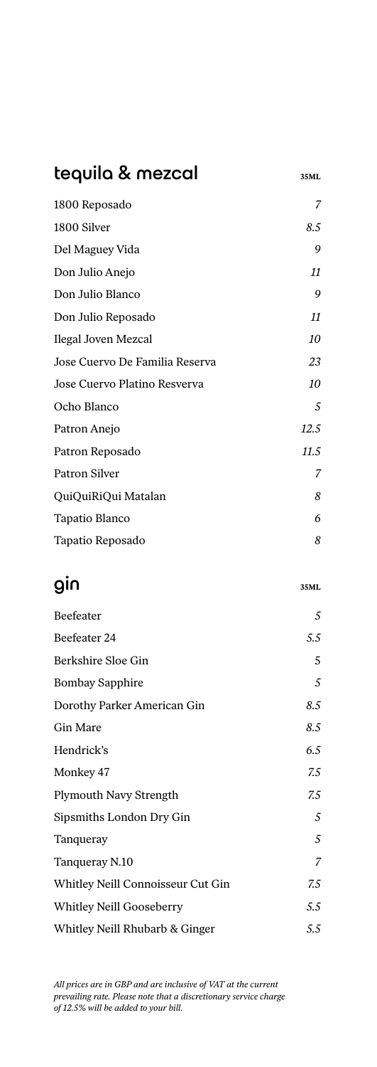## tequila & mezcal

| | 35ML |
|---|---|
| 1800 Reposado | *7* |
| 1800 Silver | *8.5* |
| Del Maguey Vida | *9* |
| Don Julio Anejo | *11* |
| Don Julio Blanco | *9* |
| Don Julio Reposado | *11* |
| Ilegal Joven Mezcal | *10* |
| Jose Cuervo De Familia Reserva | *23* |
| Jose Cuervo Platino Resverva | *10* |
| Ocho Blanco | *5* |
| Patron Anejo | *12.5* |
| Patron Reposado | *11.5* |
| Patron Silver | *7* |
| QuiQuiRiQui Matalan | *8* |
| Tapatio Blanco | *6* |
| Tapatio Reposado | *8* |

## gin

| | 35ML |
|---|---|
| Beefeater | *5* |
| Beefeater 24 | *5.5* |
| Berkshire Sloe Gin | 5 |
| Bombay Sapphire | *5* |
| Dorothy Parker American Gin | *8.5* |
| Gin Mare | *8.5* |
| Hendrick's | *6.5* |
| Monkey 47 | *7.5* |
| Plymouth Navy Strength | *7.5* |
| Sipsmiths London Dry Gin | *5* |
| Tanqueray | *5* |
| Tanqueray N.10 | *7* |
| Whitley Neill Connoisseur Cut Gin | *7.5* |
| Whitley Neill Gooseberry | *5.5* |
| Whitley Neill Rhubarb & Ginger | *5.5* |

*All prices are in GBP and are inclusive of VAT at the current prevailing rate. Please note that a discretionary service charge of 12.5% will be added to your bill.*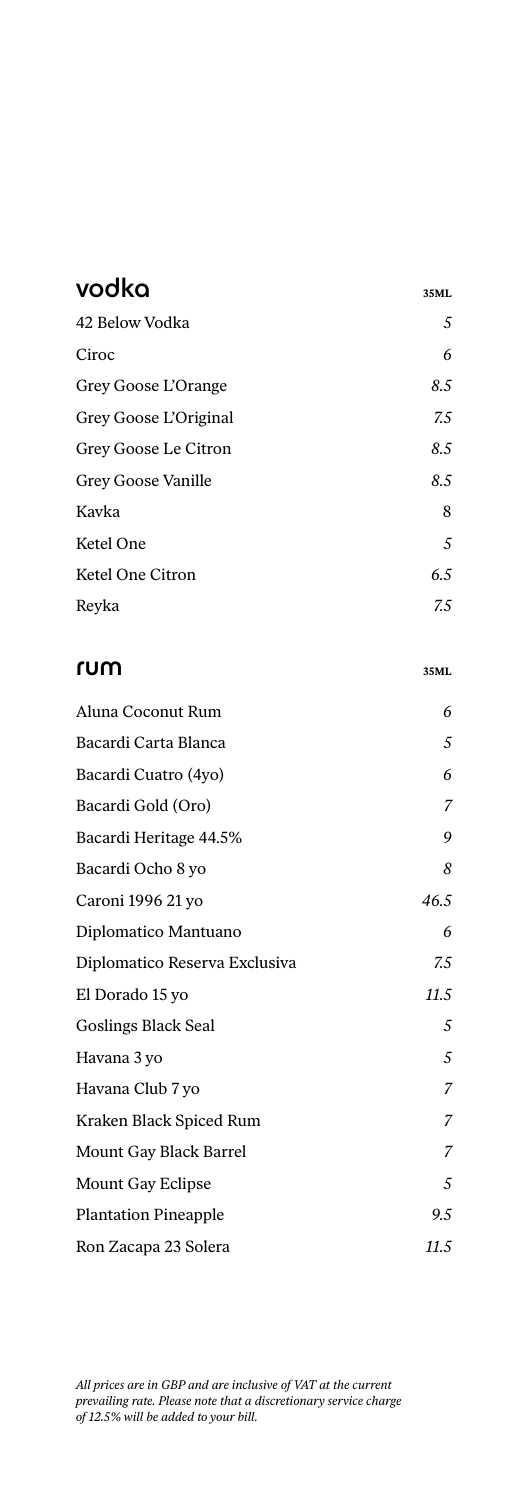## vodka

| | 35ML |
|---|---|
| 42 Below Vodka | *5* |
| Ciroc | *6* |
| Grey Goose L'Orange | *8.5* |
| Grey Goose L'Original | *7.5* |
| Grey Goose Le Citron | *8.5* |
| Grey Goose Vanille | *8.5* |
| Kavka | 8 |
| Ketel One | *5* |
| Ketel One Citron | *6.5* |
| Reyka | *7.5* |

## rum

| | 35ML |
|---|---|
| Aluna Coconut Rum | *6* |
| Bacardi Carta Blanca | *5* |
| Bacardi Cuatro (4yo) | *6* |
| Bacardi Gold (Oro) | *7* |
| Bacardi Heritage 44.5% | *9* |
| Bacardi Ocho 8 yo | *8* |
| Caroni 1996 21 yo | *46.5* |
| Diplomatico Mantuano | *6* |
| Diplomatico Reserva Exclusiva | *7.5* |
| El Dorado 15 yo | *11.5* |
| Goslings Black Seal | *5* |
| Havana 3 yo | *5* |
| Havana Club 7 yo | *7* |
| Kraken Black Spiced Rum | *7* |
| Mount Gay Black Barrel | *7* |
| Mount Gay Eclipse | *5* |
| Plantation Pineapple | *9.5* |
| Ron Zacapa 23 Solera | *11.5* |

*All prices are in GBP and are inclusive of VAT at the current prevailing rate. Please note that a discretionary service charge of 12.5% will be added to your bill.*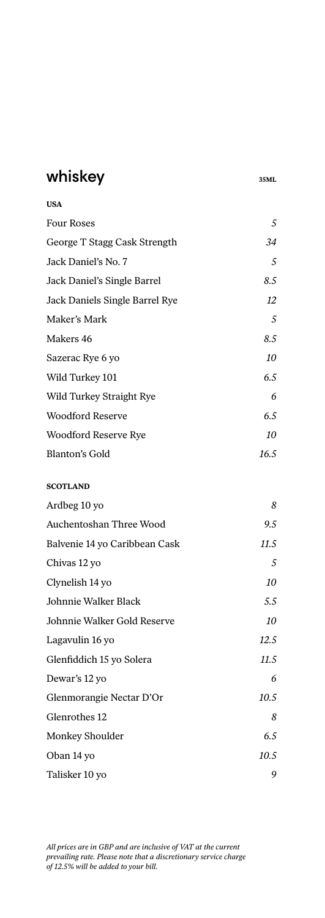## whiskey

| | 35ML |
|---|---|
| **USA** | |
| Four Roses | *5* |
| George T Stagg Cask Strength | *34* |
| Jack Daniel's No. 7 | *5* |
| Jack Daniel's Single Barrel | *8.5* |
| Jack Daniels Single Barrel Rye | *12* |
| Maker's Mark | *5* |
| Makers 46 | *8.5* |
| Sazerac Rye 6 yo | *10* |
| Wild Turkey 101 | *6.5* |
| Wild Turkey Straight Rye | *6* |
| Woodford Reserve | *6.5* |
| Woodford Reserve Rye | *10* |
| Blanton's Gold | *16.5* |
| **SCOTLAND** | |
| Ardbeg 10 yo | *8* |
| Auchentoshan Three Wood | *9.5* |
| Balvenie 14 yo Caribbean Cask | *11.5* |
| Chivas 12 yo | *5* |
| Clynelish 14 yo | *10* |
| Johnnie Walker Black | *5.5* |
| Johnnie Walker Gold Reserve | *10* |
| Lagavulin 16 yo | *12.5* |
| Glenfiddich 15 yo Solera | *11.5* |
| Dewar's 12 yo | *6* |
| Glenmorangie Nectar D'Or | *10.5* |
| Glenrothes 12 | *8* |
| Monkey Shoulder | *6.5* |
| Oban 14 yo | *10.5* |
| Talisker 10 yo | *9* |

*All prices are in GBP and are inclusive of VAT at the current prevailing rate. Please note that a discretionary service charge of 12.5% will be added to your bill.*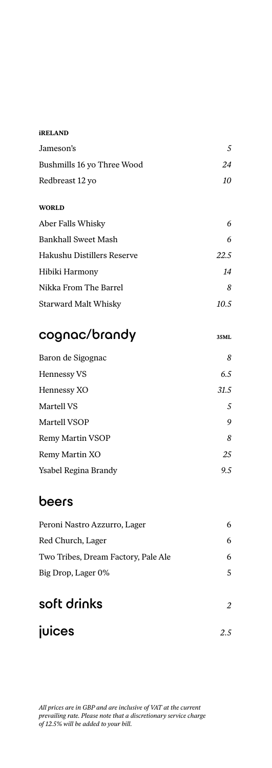**iRELAND**

| | |
|---|---|
| Jameson's | *5* |
| Bushmills 16 yo Three Wood | *24* |
| Redbreast 12 yo | *10* |

**WORLD**

| | |
|---|---|
| Aber Falls Whisky | *6* |
| Bankhall Sweet Mash | *6* |
| Hakushu Distillers Reserve | *22.5* |
| Hibiki Harmony | *14* |
| Nikka From The Barrel | *8* |
| Starward Malt Whisky | *10.5* |

## cognac/brandy

**35ML**

| | |
|---|---|
| Baron de Sigognac | *8* |
| Hennessy VS | *6.5* |
| Hennessy XO | *31.5* |
| Martell VS | *5* |
| Martell VSOP | *9* |
| Remy Martin VSOP | *8* |
| Remy Martin XO | *25* |
| Ysabel Regina Brandy | *9.5* |

## beers

| | |
|---|---|
| Peroni Nastro Azzurro, Lager | 6 |
| Red Church, Lager | 6 |
| Two Tribes, Dream Factory, Pale Ale | 6 |
| Big Drop, Lager 0% | 5 |

## soft drinks

*2*

## juices

*2.5*

*All prices are in GBP and are inclusive of VAT at the current prevailing rate. Please note that a discretionary service charge of 12.5% will be added to your bill.*